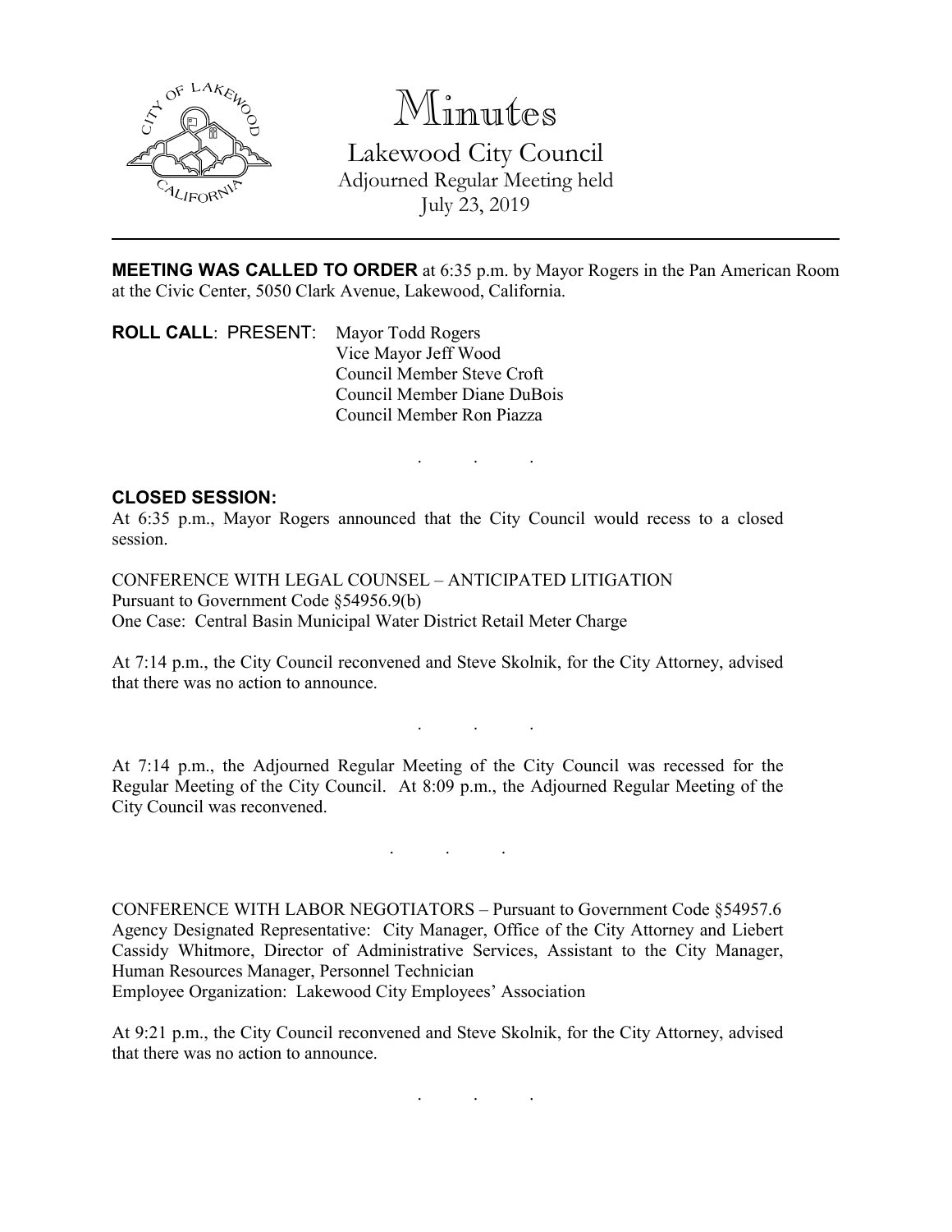# Minutes

## Lakewood City Council

Adjourned Regular Meeting held
July 23, 2019

---

**MEETING WAS CALLED TO ORDER** at 6:35 p.m. by Mayor Rogers in the Pan American Room at the Civic Center, 5050 Clark Avenue, Lakewood, California.

**ROLL CALL**: PRESENT: Mayor Todd Rogers
Vice Mayor Jeff Wood
Council Member Steve Croft
Council Member Diane DuBois
Council Member Ron Piazza

. . .

**CLOSED SESSION:**

At 6:35 p.m., Mayor Rogers announced that the City Council would recess to a closed session.

CONFERENCE WITH LEGAL COUNSEL – ANTICIPATED LITIGATION
Pursuant to Government Code §54956.9(b)
One Case: Central Basin Municipal Water District Retail Meter Charge

At 7:14 p.m., the City Council reconvened and Steve Skolnik, for the City Attorney, advised that there was no action to announce.

. . .

At 7:14 p.m., the Adjourned Regular Meeting of the City Council was recessed for the Regular Meeting of the City Council. At 8:09 p.m., the Adjourned Regular Meeting of the City Council was reconvened.

. . .

CONFERENCE WITH LABOR NEGOTIATORS – Pursuant to Government Code §54957.6
Agency Designated Representative: City Manager, Office of the City Attorney and Liebert Cassidy Whitmore, Director of Administrative Services, Assistant to the City Manager, Human Resources Manager, Personnel Technician
Employee Organization: Lakewood City Employees' Association

At 9:21 p.m., the City Council reconvened and Steve Skolnik, for the City Attorney, advised that there was no action to announce.

. . .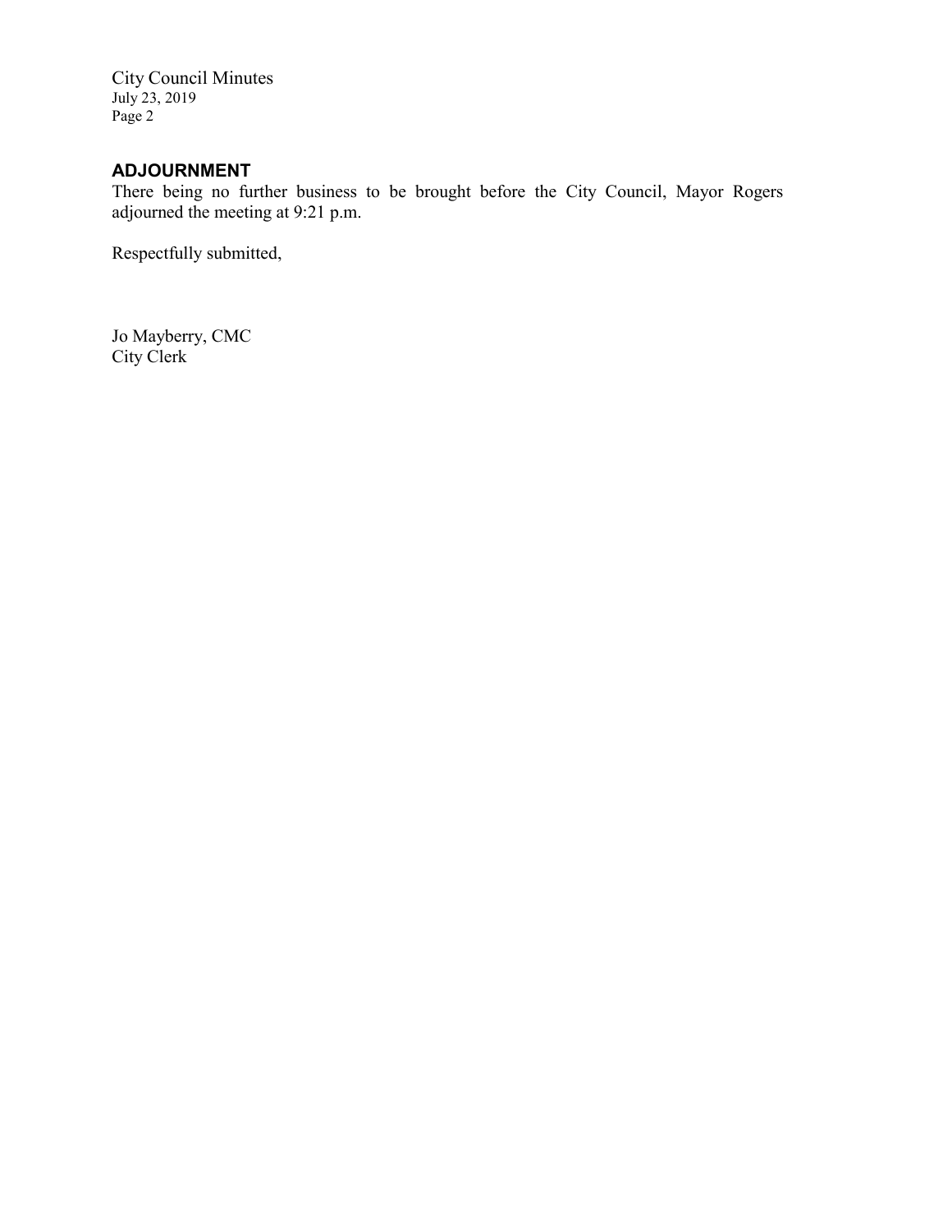## ADJOURNMENT

There being no further business to be brought before the City Council, Mayor Rogers adjourned the meeting at 9:21 p.m.

Respectfully submitted,

Jo Mayberry, CMC
City Clerk